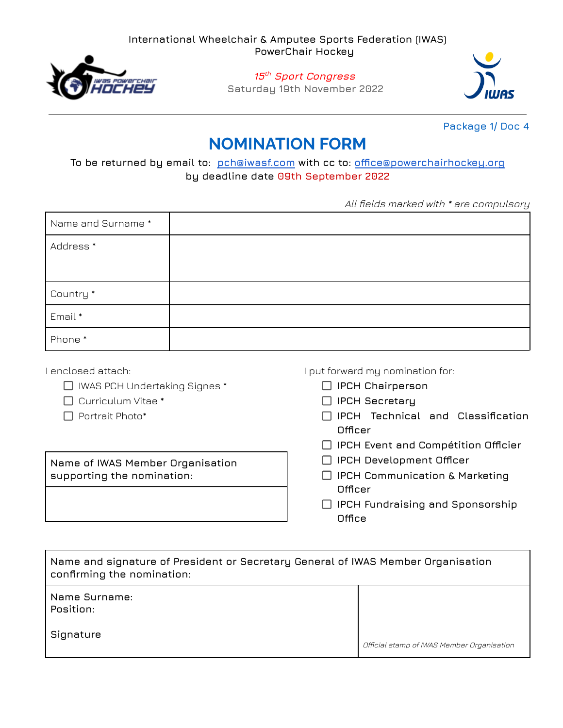International Wheelchair & Amputee Sports Federation (IWAS)
PowerChair Hockey

*15th Sport Congress*
Saturday 19th November 2022

Package 1/ Doc 4

# NOMINATION FORM

To be returned by email to: pch@iwasf.com with cc to: office@powerchairhockey.org
by deadline date 09th September 2022

*All fields marked with * are compulsory*

| | |
|---|---|
| Name and Surname * | |
| Address * | |
| Country * | |
| Email * | |
| Phone * | |

I enclosed attach:

- ☐ IWAS PCH Undertaking Signes *
- ☐ Curriculum Vitae *
- ☐ Portrait Photo*

| Name of IWAS Member Organisation supporting the nomination: |
|---|
| |

I put forward my nomination for:

- ☐ IPCH Chairperson
- ☐ IPCH Secretary
- ☐ IPCH Technical and Classification Officer
- ☐ IPCH Event and Compétition Officier
- ☐ IPCH Development Officer
- ☐ IPCH Communication & Marketing Officer
- ☐ IPCH Fundraising and Sponsorship Office

| Name and signature of President or Secretary General of IWAS Member Organisation confirming the nomination: | |
|---|---|
| Name Surname:<br>Position:<br><br>Signature | *Official stamp of IWAS Member Organisation* |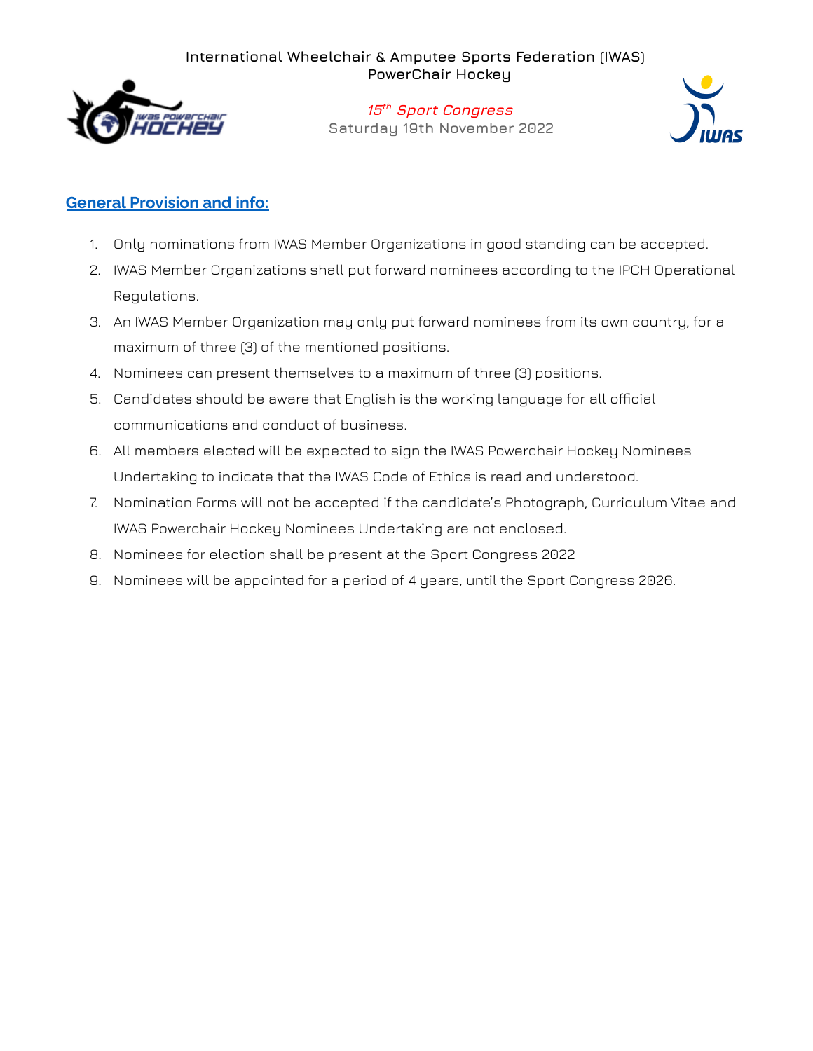International Wheelchair & Amputee Sports Federation (IWAS)
PowerChair Hockey

*15th Sport Congress*
Saturday 19th November 2022

## General Provision and info:

1. Only nominations from IWAS Member Organizations in good standing can be accepted.
2. IWAS Member Organizations shall put forward nominees according to the IPCH Operational Regulations.
3. An IWAS Member Organization may only put forward nominees from its own country, for a maximum of three (3) of the mentioned positions.
4. Nominees can present themselves to a maximum of three (3) positions.
5. Candidates should be aware that English is the working language for all official communications and conduct of business.
6. All members elected will be expected to sign the IWAS Powerchair Hockey Nominees Undertaking to indicate that the IWAS Code of Ethics is read and understood.
7. Nomination Forms will not be accepted if the candidate's Photograph, Curriculum Vitae and IWAS Powerchair Hockey Nominees Undertaking are not enclosed.
8. Nominees for election shall be present at the Sport Congress 2022
9. Nominees will be appointed for a period of 4 years, until the Sport Congress 2026.